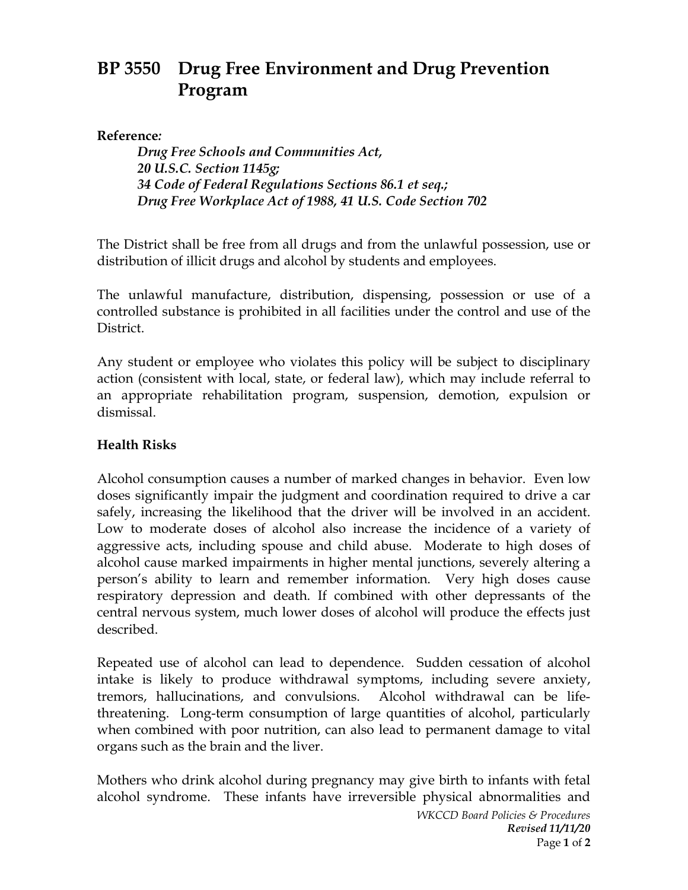# BP 3550 Drug Free Environment and Drug Prevention Program

**Reference:**

> ***Drug Free Schools and Communities Act,***
> ***20 U.S.C. Section 1145g;***
> ***34 Code of Federal Regulations Sections 86.1 et seq.;***
> ***Drug Free Workplace Act of 1988, 41 U.S. Code Section 702***

The District shall be free from all drugs and from the unlawful possession, use or distribution of illicit drugs and alcohol by students and employees.

The unlawful manufacture, distribution, dispensing, possession or use of a controlled substance is prohibited in all facilities under the control and use of the District.

Any student or employee who violates this policy will be subject to disciplinary action (consistent with local, state, or federal law), which may include referral to an appropriate rehabilitation program, suspension, demotion, expulsion or dismissal.

**Health Risks**

Alcohol consumption causes a number of marked changes in behavior. Even low doses significantly impair the judgment and coordination required to drive a car safely, increasing the likelihood that the driver will be involved in an accident. Low to moderate doses of alcohol also increase the incidence of a variety of aggressive acts, including spouse and child abuse. Moderate to high doses of alcohol cause marked impairments in higher mental junctions, severely altering a person's ability to learn and remember information. Very high doses cause respiratory depression and death. If combined with other depressants of the central nervous system, much lower doses of alcohol will produce the effects just described.

Repeated use of alcohol can lead to dependence. Sudden cessation of alcohol intake is likely to produce withdrawal symptoms, including severe anxiety, tremors, hallucinations, and convulsions. Alcohol withdrawal can be life-threatening. Long-term consumption of large quantities of alcohol, particularly when combined with poor nutrition, can also lead to permanent damage to vital organs such as the brain and the liver.

Mothers who drink alcohol during pregnancy may give birth to infants with fetal alcohol syndrome. These infants have irreversible physical abnormalities and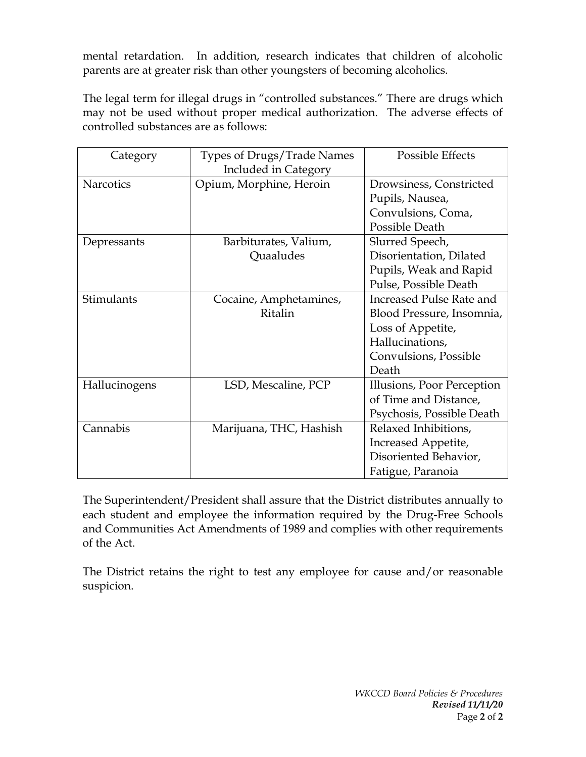mental retardation. In addition, research indicates that children of alcoholic parents are at greater risk than other youngsters of becoming alcoholics.

The legal term for illegal drugs in "controlled substances." There are drugs which may not be used without proper medical authorization. The adverse effects of controlled substances are as follows:

| Category | Types of Drugs/Trade Names Included in Category | Possible Effects |
|---|---|---|
| Narcotics | Opium, Morphine, Heroin | Drowsiness, Constricted Pupils, Nausea, Convulsions, Coma, Possible Death |
| Depressants | Barbiturates, Valium, Quaaludes | Slurred Speech, Disorientation, Dilated Pupils, Weak and Rapid Pulse, Possible Death |
| Stimulants | Cocaine, Amphetamines, Ritalin | Increased Pulse Rate and Blood Pressure, Insomnia, Loss of Appetite, Hallucinations, Convulsions, Possible Death |
| Hallucinogens | LSD, Mescaline, PCP | Illusions, Poor Perception of Time and Distance, Psychosis, Possible Death |
| Cannabis | Marijuana, THC, Hashish | Relaxed Inhibitions, Increased Appetite, Disoriented Behavior, Fatigue, Paranoia |

The Superintendent/President shall assure that the District distributes annually to each student and employee the information required by the Drug-Free Schools and Communities Act Amendments of 1989 and complies with other requirements of the Act.

The District retains the right to test any employee for cause and/or reasonable suspicion.

*WKCCD Board Policies & Procedures*
***Revised 11/11/20***